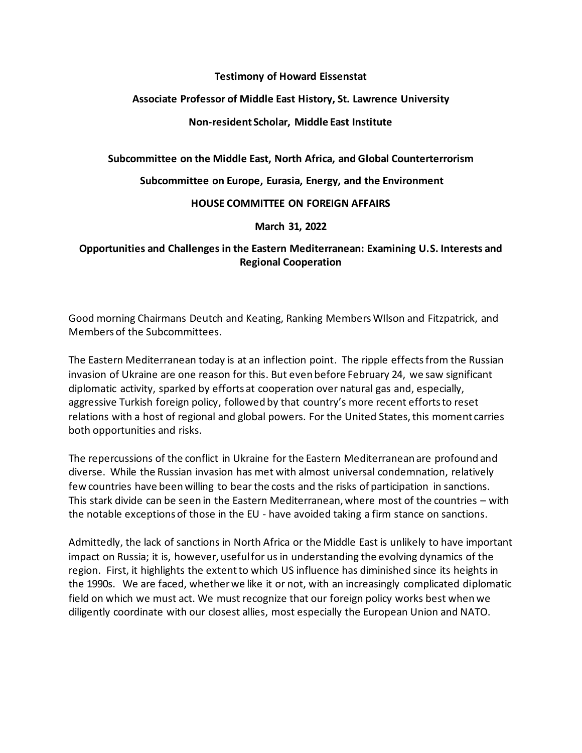**Testimony of Howard Eissenstat**

**Associate Professor of Middle East History, St. Lawrence University**

**Non-resident Scholar, Middle East Institute**

**Subcommittee on the Middle East, North Africa, and Global Counterterrorism**

**Subcommittee on Europe, Eurasia, Energy, and the Environment**

**HOUSE COMMITTEE ON FOREIGN AFFAIRS**

**March 31, 2022**

**Opportunities and Challenges in the Eastern Mediterranean: Examining U.S. Interests and Regional Cooperation**

Good morning Chairmans Deutch and Keating, Ranking Members WIlson and Fitzpatrick, and Members of the Subcommittees.

The Eastern Mediterranean today is at an inflection point. The ripple effects from the Russian invasion of Ukraine are one reason for this. But even before February 24, we saw significant diplomatic activity, sparked by efforts at cooperation over natural gas and, especially, aggressive Turkish foreign policy, followed by that country's more recent efforts to reset relations with a host of regional and global powers. For the United States, this moment carries both opportunities and risks.

The repercussions of the conflict in Ukraine for the Eastern Mediterranean are profound and diverse. While the Russian invasion has met with almost universal condemnation, relatively few countries have been willing to bear the costs and the risks of participation in sanctions. This stark divide can be seen in the Eastern Mediterranean, where most of the countries – with the notable exceptions of those in the EU - have avoided taking a firm stance on sanctions.

Admittedly, the lack of sanctions in North Africa or the Middle East is unlikely to have important impact on Russia; it is, however, useful for us in understanding the evolving dynamics of the region. First, it highlights the extent to which US influence has diminished since its heights in the 1990s. We are faced, whether we like it or not, with an increasingly complicated diplomatic field on which we must act. We must recognize that our foreign policy works best when we diligently coordinate with our closest allies, most especially the European Union and NATO.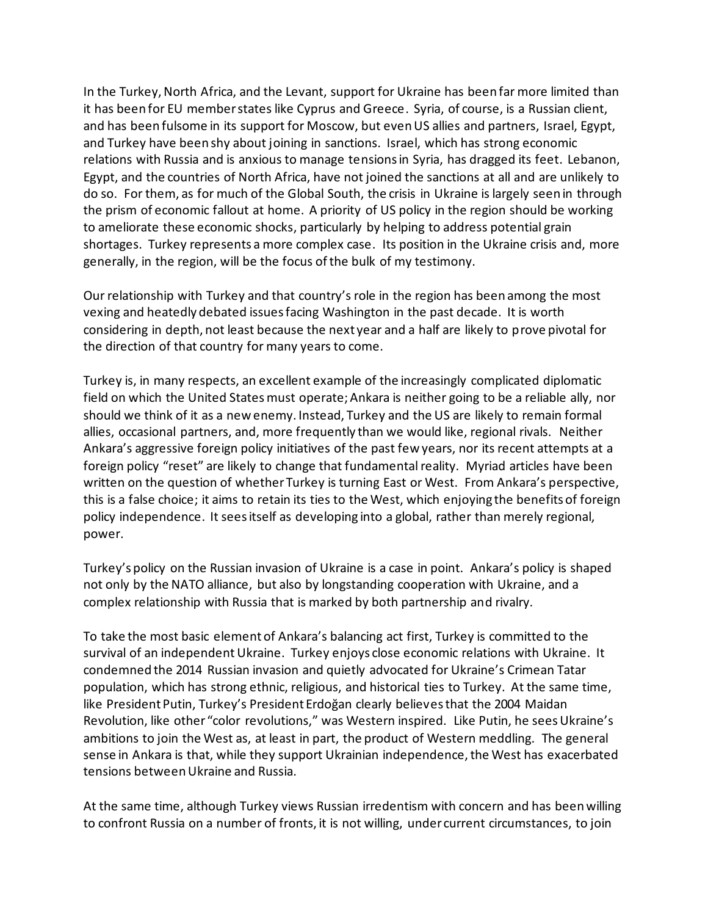In the Turkey, North Africa, and the Levant, support for Ukraine has been far more limited than it has been for EU member states like Cyprus and Greece. Syria, of course, is a Russian client, and has been fulsome in its support for Moscow, but even US allies and partners, Israel, Egypt, and Turkey have been shy about joining in sanctions. Israel, which has strong economic relations with Russia and is anxious to manage tensions in Syria, has dragged its feet. Lebanon, Egypt, and the countries of North Africa, have not joined the sanctions at all and are unlikely to do so. For them, as for much of the Global South, the crisis in Ukraine is largely seen in through the prism of economic fallout at home. A priority of US policy in the region should be working to ameliorate these economic shocks, particularly by helping to address potential grain shortages. Turkey represents a more complex case. Its position in the Ukraine crisis and, more generally, in the region, will be the focus of the bulk of my testimony.

Our relationship with Turkey and that country's role in the region has been among the most vexing and heatedly debated issues facing Washington in the past decade. It is worth considering in depth, not least because the next year and a half are likely to prove pivotal for the direction of that country for many years to come.

Turkey is, in many respects, an excellent example of the increasingly complicated diplomatic field on which the United States must operate; Ankara is neither going to be a reliable ally, nor should we think of it as a new enemy. Instead, Turkey and the US are likely to remain formal allies, occasional partners, and, more frequently than we would like, regional rivals. Neither Ankara's aggressive foreign policy initiatives of the past few years, nor its recent attempts at a foreign policy "reset" are likely to change that fundamental reality. Myriad articles have been written on the question of whether Turkey is turning East or West. From Ankara's perspective, this is a false choice; it aims to retain its ties to the West, which enjoying the benefits of foreign policy independence. It sees itself as developing into a global, rather than merely regional, power.

Turkey's policy on the Russian invasion of Ukraine is a case in point. Ankara's policy is shaped not only by the NATO alliance, but also by longstanding cooperation with Ukraine, and a complex relationship with Russia that is marked by both partnership and rivalry.

To take the most basic element of Ankara's balancing act first, Turkey is committed to the survival of an independent Ukraine. Turkey enjoys close economic relations with Ukraine. It condemned the 2014 Russian invasion and quietly advocated for Ukraine's Crimean Tatar population, which has strong ethnic, religious, and historical ties to Turkey. At the same time, like President Putin, Turkey's President Erdoğan clearly believes that the 2004 Maidan Revolution, like other "color revolutions," was Western inspired. Like Putin, he sees Ukraine's ambitions to join the West as, at least in part, the product of Western meddling. The general sense in Ankara is that, while they support Ukrainian independence, the West has exacerbated tensions between Ukraine and Russia.

At the same time, although Turkey views Russian irredentism with concern and has been willing to confront Russia on a number of fronts, it is not willing, under current circumstances, to join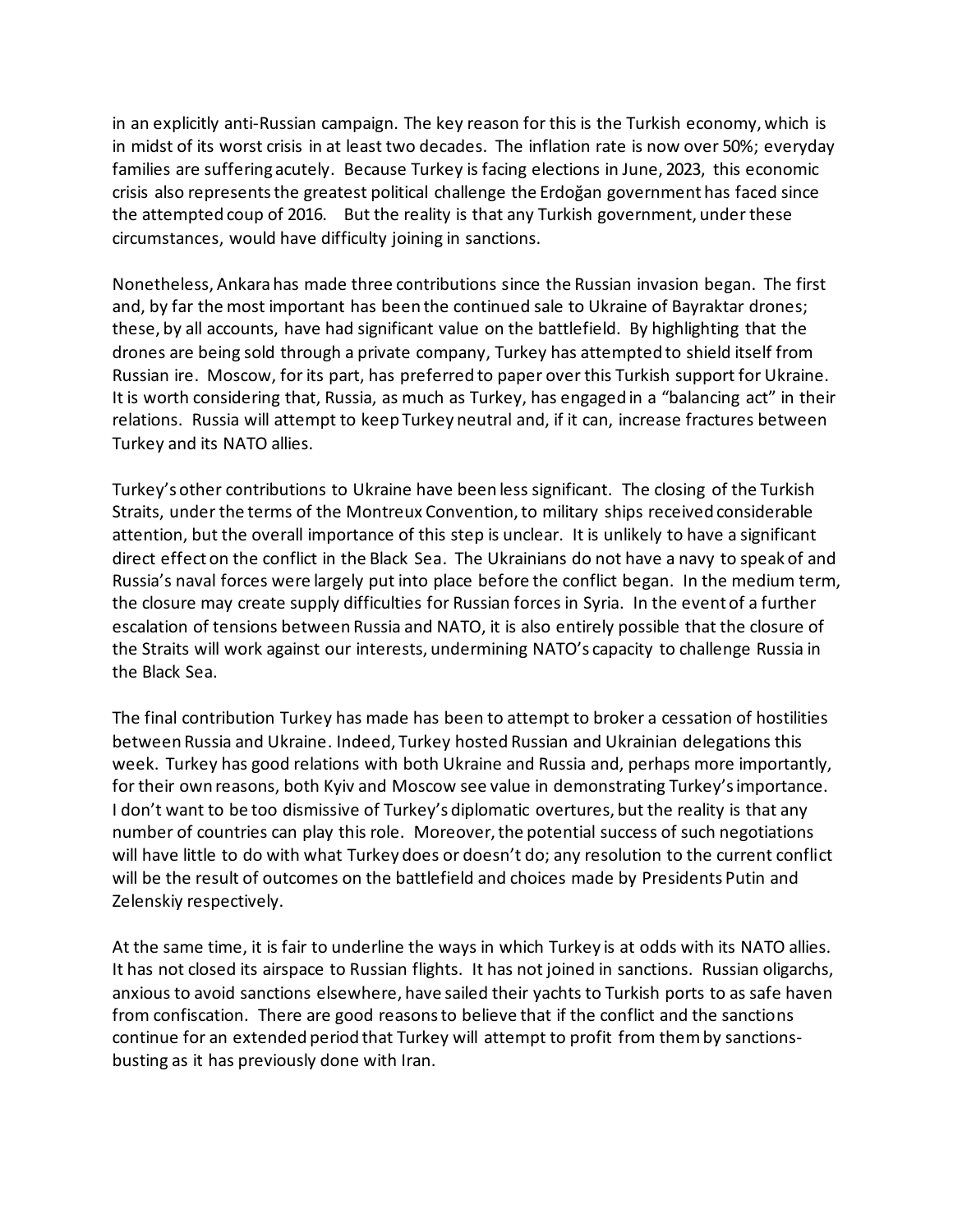in an explicitly anti-Russian campaign. The key reason for this is the Turkish economy, which is in midst of its worst crisis in at least two decades. The inflation rate is now over 50%; everyday families are suffering acutely. Because Turkey is facing elections in June, 2023, this economic crisis also represents the greatest political challenge the Erdoğan government has faced since the attempted coup of 2016. But the reality is that any Turkish government, under these circumstances, would have difficulty joining in sanctions.

Nonetheless, Ankara has made three contributions since the Russian invasion began. The first and, by far the most important has been the continued sale to Ukraine of Bayraktar drones; these, by all accounts, have had significant value on the battlefield. By highlighting that the drones are being sold through a private company, Turkey has attempted to shield itself from Russian ire. Moscow, for its part, has preferred to paper over this Turkish support for Ukraine. It is worth considering that, Russia, as much as Turkey, has engaged in a "balancing act" in their relations. Russia will attempt to keep Turkey neutral and, if it can, increase fractures between Turkey and its NATO allies.

Turkey's other contributions to Ukraine have been less significant. The closing of the Turkish Straits, under the terms of the Montreux Convention, to military ships received considerable attention, but the overall importance of this step is unclear. It is unlikely to have a significant direct effect on the conflict in the Black Sea. The Ukrainians do not have a navy to speak of and Russia's naval forces were largely put into place before the conflict began. In the medium term, the closure may create supply difficulties for Russian forces in Syria. In the event of a further escalation of tensions between Russia and NATO, it is also entirely possible that the closure of the Straits will work against our interests, undermining NATO's capacity to challenge Russia in the Black Sea.

The final contribution Turkey has made has been to attempt to broker a cessation of hostilities between Russia and Ukraine. Indeed, Turkey hosted Russian and Ukrainian delegations this week. Turkey has good relations with both Ukraine and Russia and, perhaps more importantly, for their own reasons, both Kyiv and Moscow see value in demonstrating Turkey's importance. I don't want to be too dismissive of Turkey's diplomatic overtures, but the reality is that any number of countries can play this role. Moreover, the potential success of such negotiations will have little to do with what Turkey does or doesn't do; any resolution to the current conflict will be the result of outcomes on the battlefield and choices made by Presidents Putin and Zelenskiy respectively.

At the same time, it is fair to underline the ways in which Turkey is at odds with its NATO allies. It has not closed its airspace to Russian flights. It has not joined in sanctions. Russian oligarchs, anxious to avoid sanctions elsewhere, have sailed their yachts to Turkish ports to as safe haven from confiscation. There are good reasons to believe that if the conflict and the sanctions continue for an extended period that Turkey will attempt to profit from them by sanctions-busting as it has previously done with Iran.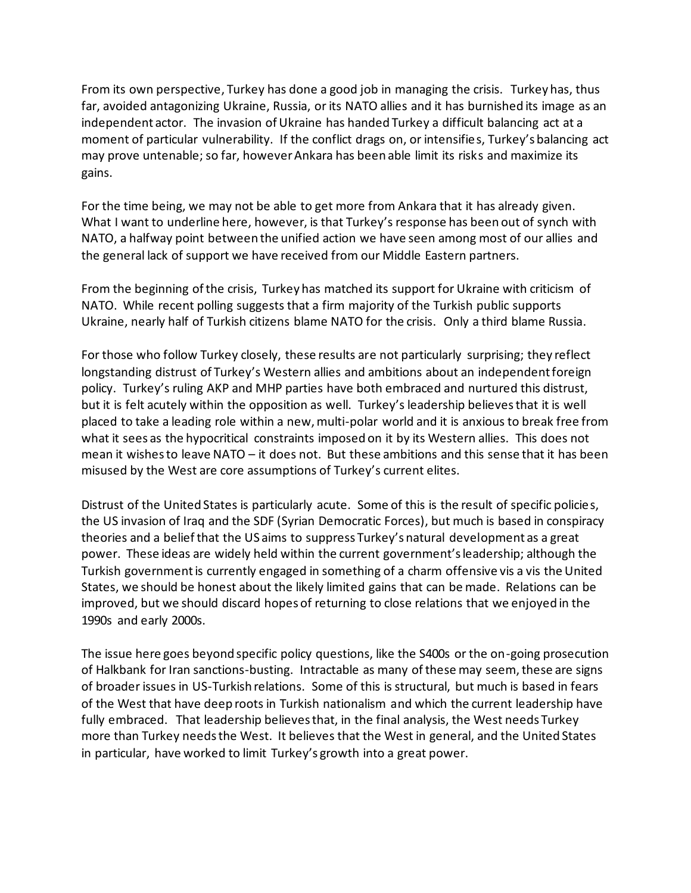From its own perspective, Turkey has done a good job in managing the crisis. Turkey has, thus far, avoided antagonizing Ukraine, Russia, or its NATO allies and it has burnished its image as an independent actor. The invasion of Ukraine has handed Turkey a difficult balancing act at a moment of particular vulnerability. If the conflict drags on, or intensifies, Turkey's balancing act may prove untenable; so far, however Ankara has been able limit its risks and maximize its gains.

For the time being, we may not be able to get more from Ankara that it has already given. What I want to underline here, however, is that Turkey's response has been out of synch with NATO, a halfway point between the unified action we have seen among most of our allies and the general lack of support we have received from our Middle Eastern partners.

From the beginning of the crisis, Turkey has matched its support for Ukraine with criticism of NATO. While recent polling suggests that a firm majority of the Turkish public supports Ukraine, nearly half of Turkish citizens blame NATO for the crisis. Only a third blame Russia.

For those who follow Turkey closely, these results are not particularly surprising; they reflect longstanding distrust of Turkey's Western allies and ambitions about an independent foreign policy. Turkey's ruling AKP and MHP parties have both embraced and nurtured this distrust, but it is felt acutely within the opposition as well. Turkey's leadership believes that it is well placed to take a leading role within a new, multi-polar world and it is anxious to break free from what it sees as the hypocritical constraints imposed on it by its Western allies. This does not mean it wishes to leave NATO – it does not. But these ambitions and this sense that it has been misused by the West are core assumptions of Turkey's current elites.

Distrust of the United States is particularly acute. Some of this is the result of specific policies, the US invasion of Iraq and the SDF (Syrian Democratic Forces), but much is based in conspiracy theories and a belief that the US aims to suppress Turkey's natural development as a great power. These ideas are widely held within the current government's leadership; although the Turkish government is currently engaged in something of a charm offensive vis a vis the United States, we should be honest about the likely limited gains that can be made. Relations can be improved, but we should discard hopes of returning to close relations that we enjoyed in the 1990s and early 2000s.

The issue here goes beyond specific policy questions, like the S400s or the on-going prosecution of Halkbank for Iran sanctions-busting. Intractable as many of these may seem, these are signs of broader issues in US-Turkish relations. Some of this is structural, but much is based in fears of the West that have deep roots in Turkish nationalism and which the current leadership have fully embraced. That leadership believes that, in the final analysis, the West needs Turkey more than Turkey needs the West. It believes that the West in general, and the United States in particular, have worked to limit Turkey's growth into a great power.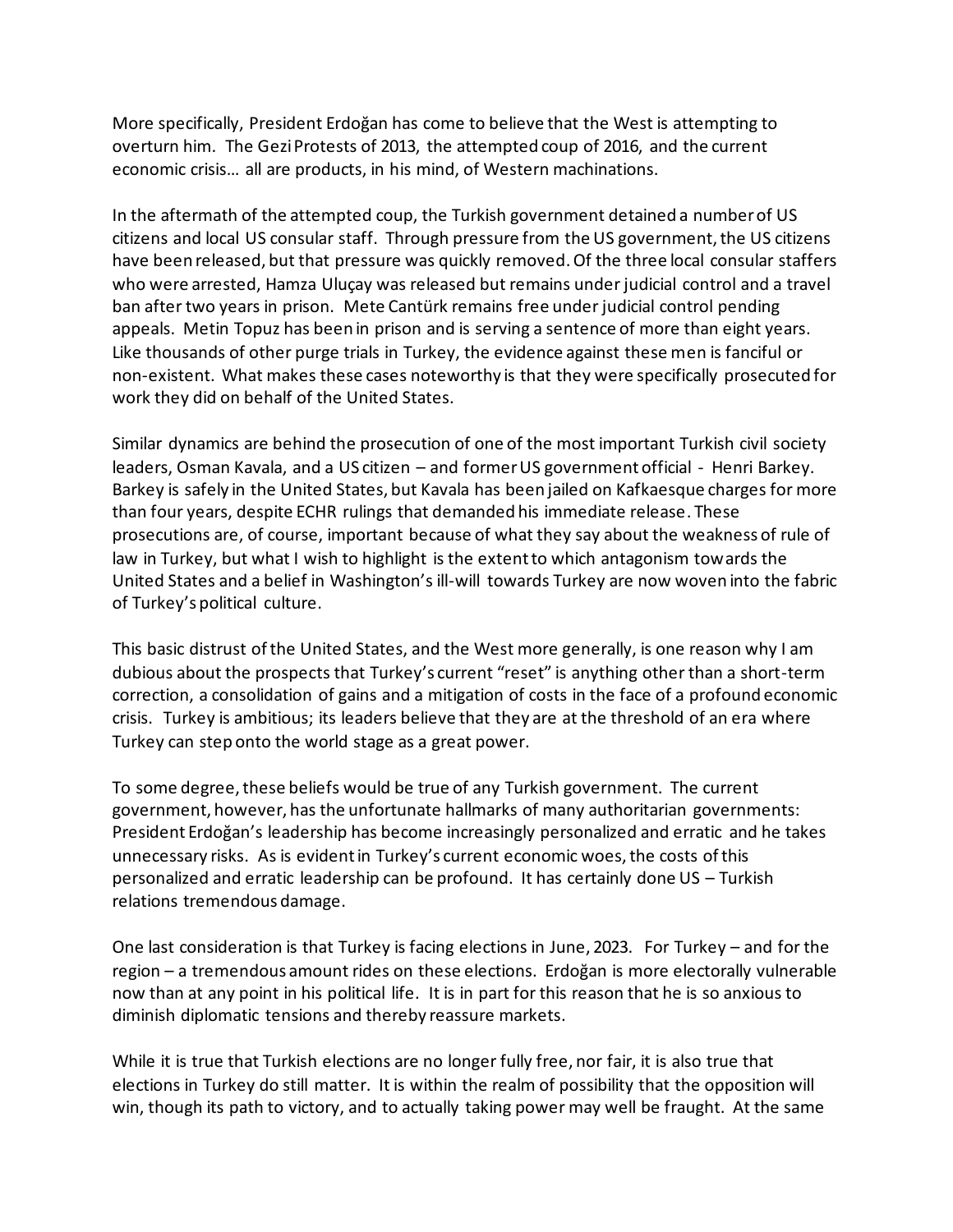More specifically, President Erdoğan has come to believe that the West is attempting to overturn him. The Gezi Protests of 2013, the attempted coup of 2016, and the current economic crisis… all are products, in his mind, of Western machinations.

In the aftermath of the attempted coup, the Turkish government detained a number of US citizens and local US consular staff. Through pressure from the US government, the US citizens have been released, but that pressure was quickly removed. Of the three local consular staffers who were arrested, Hamza Uluçay was released but remains under judicial control and a travel ban after two years in prison. Mete Cantürk remains free under judicial control pending appeals. Metin Topuz has been in prison and is serving a sentence of more than eight years. Like thousands of other purge trials in Turkey, the evidence against these men is fanciful or non-existent. What makes these cases noteworthy is that they were specifically prosecuted for work they did on behalf of the United States.

Similar dynamics are behind the prosecution of one of the most important Turkish civil society leaders, Osman Kavala, and a US citizen – and former US government official - Henri Barkey. Barkey is safely in the United States, but Kavala has been jailed on Kafkaesque charges for more than four years, despite ECHR rulings that demanded his immediate release. These prosecutions are, of course, important because of what they say about the weakness of rule of law in Turkey, but what I wish to highlight is the extent to which antagonism towards the United States and a belief in Washington's ill-will towards Turkey are now woven into the fabric of Turkey's political culture.

This basic distrust of the United States, and the West more generally, is one reason why I am dubious about the prospects that Turkey's current "reset" is anything other than a short-term correction, a consolidation of gains and a mitigation of costs in the face of a profound economic crisis. Turkey is ambitious; its leaders believe that they are at the threshold of an era where Turkey can step onto the world stage as a great power.

To some degree, these beliefs would be true of any Turkish government. The current government, however, has the unfortunate hallmarks of many authoritarian governments: President Erdoğan's leadership has become increasingly personalized and erratic and he takes unnecessary risks. As is evident in Turkey's current economic woes, the costs of this personalized and erratic leadership can be profound. It has certainly done US – Turkish relations tremendous damage.

One last consideration is that Turkey is facing elections in June, 2023. For Turkey – and for the region – a tremendous amount rides on these elections. Erdoğan is more electorally vulnerable now than at any point in his political life. It is in part for this reason that he is so anxious to diminish diplomatic tensions and thereby reassure markets.

While it is true that Turkish elections are no longer fully free, nor fair, it is also true that elections in Turkey do still matter. It is within the realm of possibility that the opposition will win, though its path to victory, and to actually taking power may well be fraught. At the same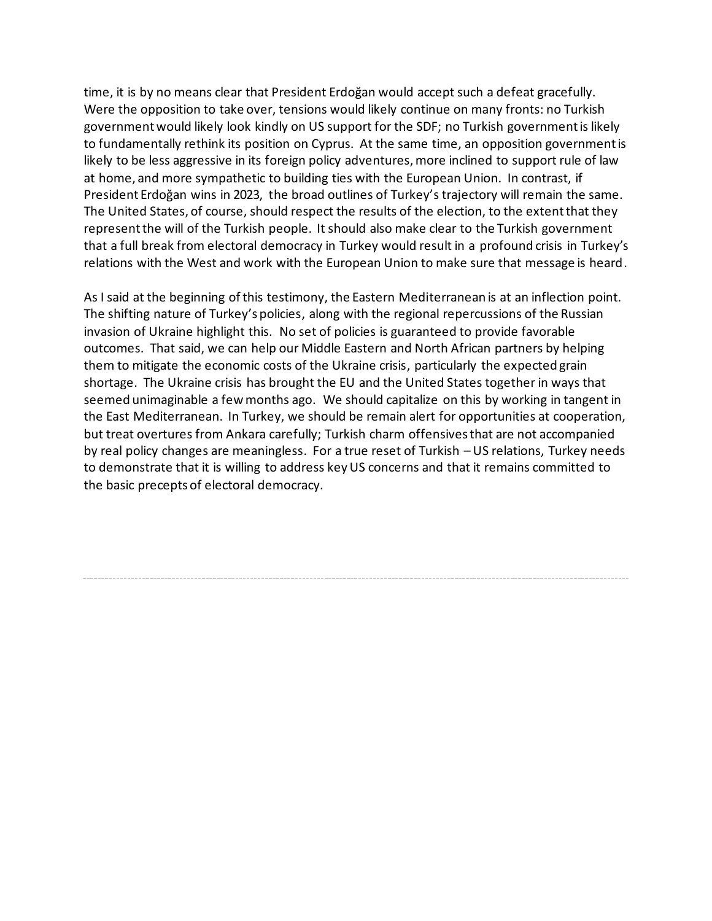time, it is by no means clear that President Erdoğan would accept such a defeat gracefully. Were the opposition to take over, tensions would likely continue on many fronts: no Turkish government would likely look kindly on US support for the SDF; no Turkish government is likely to fundamentally rethink its position on Cyprus. At the same time, an opposition government is likely to be less aggressive in its foreign policy adventures, more inclined to support rule of law at home, and more sympathetic to building ties with the European Union. In contrast, if President Erdoğan wins in 2023, the broad outlines of Turkey's trajectory will remain the same. The United States, of course, should respect the results of the election, to the extent that they represent the will of the Turkish people. It should also make clear to the Turkish government that a full break from electoral democracy in Turkey would result in a profound crisis in Turkey's relations with the West and work with the European Union to make sure that message is heard.

As I said at the beginning of this testimony, the Eastern Mediterranean is at an inflection point. The shifting nature of Turkey's policies, along with the regional repercussions of the Russian invasion of Ukraine highlight this. No set of policies is guaranteed to provide favorable outcomes. That said, we can help our Middle Eastern and North African partners by helping them to mitigate the economic costs of the Ukraine crisis, particularly the expected grain shortage. The Ukraine crisis has brought the EU and the United States together in ways that seemed unimaginable a few months ago. We should capitalize on this by working in tangent in the East Mediterranean. In Turkey, we should be remain alert for opportunities at cooperation, but treat overtures from Ankara carefully; Turkish charm offensives that are not accompanied by real policy changes are meaningless. For a true reset of Turkish – US relations, Turkey needs to demonstrate that it is willing to address key US concerns and that it remains committed to the basic precepts of electoral democracy.